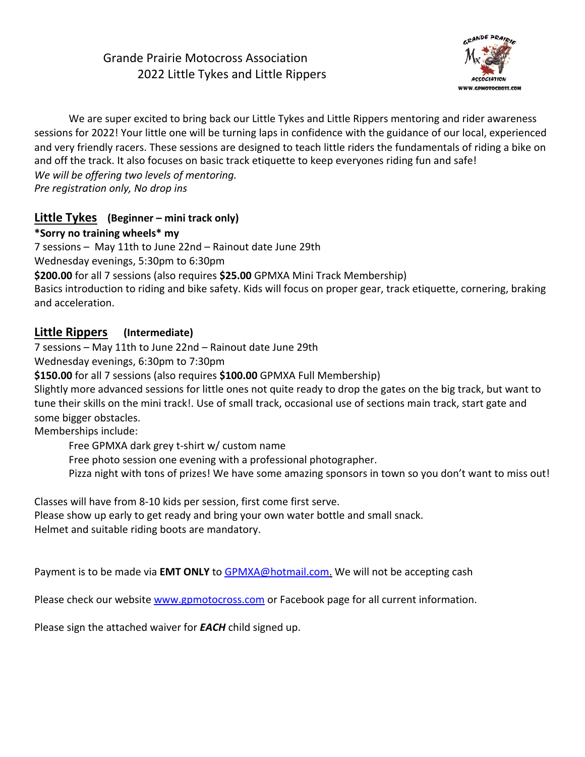# Grande Prairie Motocross Association
## 2022 Little Tykes and Little Rippers

We are super excited to bring back our Little Tykes and Little Rippers mentoring and rider awareness sessions for 2022! Your little one will be turning laps in confidence with the guidance of our local, experienced and very friendly racers. These sessions are designed to teach little riders the fundamentals of riding a bike on and off the track. It also focuses on basic track etiquette to keep everyones riding fun and safe!
*We will be offering two levels of mentoring.*
*Pre registration only, No drop ins*

## Little Tykes **(Beginner – mini track only)**

**\*Sorry no training wheels\* my**
7 sessions – May 11th to June 22nd – Rainout date June 29th
Wednesday evenings, 5:30pm to 6:30pm
**$200.00** for all 7 sessions (also requires **$25.00** GPMXA Mini Track Membership)
Basics introduction to riding and bike safety. Kids will focus on proper gear, track etiquette, cornering, braking and acceleration.

## Little Rippers **(Intermediate)**

7 sessions – May 11th to June 22nd – Rainout date June 29th
Wednesday evenings, 6:30pm to 7:30pm
**$150.00** for all 7 sessions (also requires **$100.00** GPMXA Full Membership)
Slightly more advanced sessions for little ones not quite ready to drop the gates on the big track, but want to tune their skills on the mini track!. Use of small track, occasional use of sections main track, start gate and some bigger obstacles.
Memberships include:

- Free GPMXA dark grey t-shirt w/ custom name
- Free photo session one evening with a professional photographer.
- Pizza night with tons of prizes! We have some amazing sponsors in town so you don't want to miss out!

Classes will have from 8-10 kids per session, first come first serve.
Please show up early to get ready and bring your own water bottle and small snack.
Helmet and suitable riding boots are mandatory.

Payment is to be made via **EMT ONLY** to GPMXA@hotmail.com. We will not be accepting cash

Please check our website www.gpmotocross.com or Facebook page for all current information.

Please sign the attached waiver for ***EACH*** child signed up.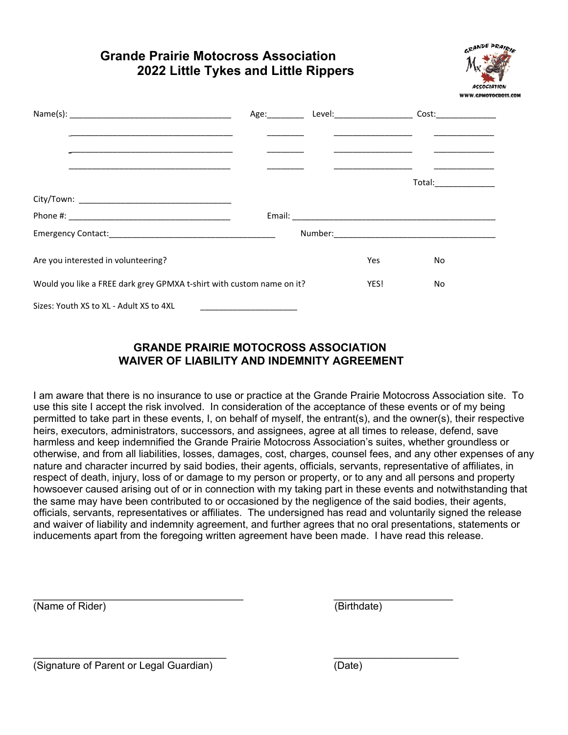# Grande Prairie Motocross Association
## 2022 Little Tykes and Little Rippers

www.gpmotocross.com

| Name(s): | Age: | Level: | Cost: |
|---|---|---|---|
| | | | |
| | | | |
| | | | |
| | | | |
| | | | Total: |

City/Town: ________________________________

Phone #: ________________________________ Email: ________________________________

Emergency Contact: ________________________________ Number: ________________________________

Are you interested in volunteering? Yes No

Would you like a FREE dark grey GPMXA t-shirt with custom name on it? YES! No

Sizes: Youth XS to XL - Adult XS to 4XL ____________________

## GRANDE PRAIRIE MOTOCROSS ASSOCIATION
## WAIVER OF LIABILITY AND INDEMNITY AGREEMENT

I am aware that there is no insurance to use or practice at the Grande Prairie Motocross Association site. To use this site I accept the risk involved. In consideration of the acceptance of these events or of my being permitted to take part in these events, I, on behalf of myself, the entrant(s), and the owner(s), their respective heirs, executors, administrators, successors, and assignees, agree at all times to release, defend, save harmless and keep indemnified the Grande Prairie Motocross Association's suites, whether groundless or otherwise, and from all liabilities, losses, damages, cost, charges, counsel fees, and any other expenses of any nature and character incurred by said bodies, their agents, officials, servants, representative of affiliates, in respect of death, injury, loss of or damage to my person or property, or to any and all persons and property howsoever caused arising out of or in connection with my taking part in these events and notwithstanding that the same may have been contributed to or occasioned by the negligence of the said bodies, their agents, officials, servants, representatives or affiliates. The undersigned has read and voluntarily signed the release and waiver of liability and indemnity agreement, and further agrees that no oral presentations, statements or inducements apart from the foregoing written agreement have been made. I have read this release.

________________________________ ________________________
(Name of Rider) (Birthdate)

________________________________ ________________________
(Signature of Parent or Legal Guardian) (Date)